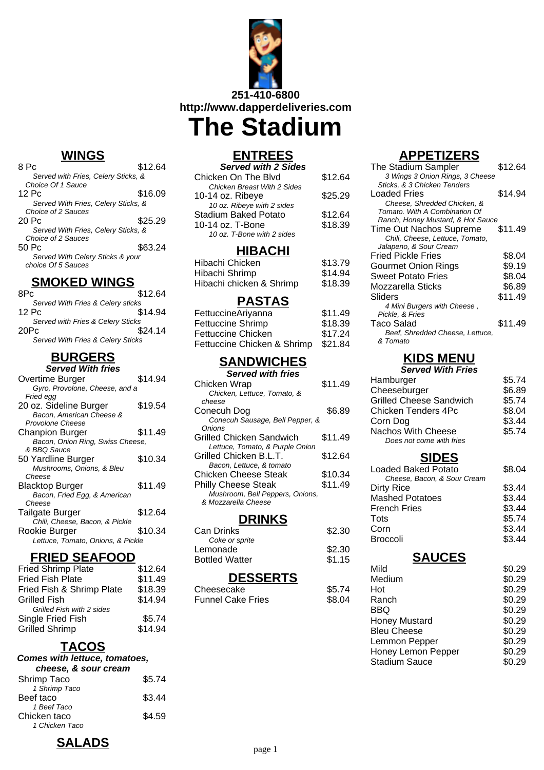251-410-6800
http://www.dapperdeliveries.com

# The Stadium

## WINGS

| Item | Price |
|---|---|
| 8 Pc<br>*Served with Fries, Celery Sticks, & Choice Of 1 Sauce* | $12.64 |
| 12 Pc<br>*Served With Fries, Celery Sticks, & Choice of 2 Sauces* | $16.09 |
| 20 Pc<br>*Served With Fries, Celery Sticks, & Choice of 2 Sauces* | $25.29 |
| 50 Pc<br>*Served With Celery Sticks & your choice Of 5 Sauces* | $63.24 |

## SMOKED WINGS

| Item | Price |
|---|---|
| 8Pc<br>*Served With Fries & Celery sticks* | $12.64 |
| 12 Pc<br>*Served with Fries & Celery Sticks* | $14.94 |
| 20Pc<br>*Served With Fries & Celery Sticks* | $24.14 |

## BURGERS

***Served With fries***

| Item | Price |
|---|---|
| Overtime Burger<br>*Gyro, Provolone, Cheese, and a Fried egg* | $14.94 |
| 20 oz. Sideline Burger<br>*Bacon, American Cheese & Provolone Cheese* | $19.54 |
| Chanpion Burger<br>*Bacon, Onion Ring, Swiss Cheese, & BBQ Sauce* | $11.49 |
| 50 Yardline Burger<br>*Mushrooms, Onions, & Bleu Cheese* | $10.34 |
| Blacktop Burger<br>*Bacon, Fried Egg, & American Cheese* | $11.49 |
| Tailgate Burger<br>*Chili, Cheese, Bacon, & Pickle* | $12.64 |
| Rookie Burger<br>*Lettuce, Tomato, Onions, & Pickle* | $10.34 |

## FRIED SEAFOOD

| Item | Price |
|---|---|
| Fried Shrimp Plate | $12.64 |
| Fried Fish Plate | $11.49 |
| Fried Fish & Shrimp Plate | $18.39 |
| Grilled Fish<br>*Grilled Fish with 2 sides* | $14.94 |
| Single Fried Fish | $5.74 |
| Grilled Shrimp | $14.94 |

## TACOS

***Comes with lettuce, tomatoes, cheese, & sour cream***

| Item | Price |
|---|---|
| Shrimp Taco<br>*1 Shrimp Taco* | $5.74 |
| Beef taco<br>*1 Beef Taco* | $3.44 |
| Chicken taco<br>*1 Chicken Taco* | $4.59 |

## SALADS

## ENTREES

***Served with 2 Sides***

| Item | Price |
|---|---|
| Chicken On The Blvd<br>*Chicken Breast With 2 Sides* | $12.64 |
| 10-14 oz. Ribeye<br>*10 oz. Ribeye with 2 sides* | $25.29 |
| Stadium Baked Potato | $12.64 |
| 10-14 oz. T-Bone<br>*10 oz. T-Bone with 2 sides* | $18.39 |

## HIBACHI

| Item | Price |
|---|---|
| Hibachi Chicken | $13.79 |
| Hibachi Shrimp | $14.94 |
| Hibachi chicken & Shrimp | $18.39 |

## PASTAS

| Item | Price |
|---|---|
| FettuccineAriyanna | $11.49 |
| Fettuccine Shrimp | $18.39 |
| Fettuccine Chicken | $17.24 |
| Fettuccine Chicken & Shrimp | $21.84 |

## SANDWICHES

***Served with fries***

| Item | Price |
|---|---|
| Chicken Wrap<br>*Chicken, Lettuce, Tomato, & cheese* | $11.49 |
| Conecuh Dog<br>*Conecuh Sausage, Bell Pepper, & Onions* | $6.89 |
| Grilled Chicken Sandwich<br>*Lettuce, Tomato, & Purple Onion* | $11.49 |
| Grilled Chicken B.L.T.<br>*Bacon, Lettuce, & tomato* | $12.64 |
| Chicken Cheese Steak | $10.34 |
| Philly Cheese Steak<br>*Mushroom, Bell Peppers, Onions, & Mozzarella Cheese* | $11.49 |

## DRINKS

| Item | Price |
|---|---|
| Can Drinks<br>*Coke or sprite* | $2.30 |
| Lemonade | $2.30 |
| Bottled Watter | $1.15 |

## DESSERTS

| Item | Price |
|---|---|
| Cheesecake | $5.74 |
| Funnel Cake Fries | $8.04 |

## APPETIZERS

| Item | Price |
|---|---|
| The Stadium Sampler<br>*3 Wings 3 Onion Rings, 3 Cheese Sticks, & 3 Chicken Tenders* | $12.64 |
| Loaded Fries<br>*Cheese, Shredded Chicken, & Tomato. With A Combination Of Ranch, Honey Mustard, & Hot Sauce* | $14.94 |
| Time Out Nachos Supreme<br>*Chili, Cheese, Lettuce, Tomato, Jalapeno, & Sour Cream* | $11.49 |
| Fried Pickle Fries | $8.04 |
| Gourmet Onion Rings | $9.19 |
| Sweet Potato Fries | $8.04 |
| Mozzarella Sticks | $6.89 |
| Sliders<br>*4 Mini Burgers with Cheese , Pickle, & Fries* | $11.49 |
| Taco Salad<br>*Beef, Shredded Cheese, Lettuce, & Tomato* | $11.49 |

## KIDS MENU

***Served With Fries***

| Item | Price |
|---|---|
| Hamburger | $5.74 |
| Cheeseburger | $6.89 |
| Grilled Cheese Sandwich | $5.74 |
| Chicken Tenders 4Pc | $8.04 |
| Corn Dog | $3.44 |
| Nachos With Cheese<br>*Does not come with fries* | $5.74 |

## SIDES

| Item | Price |
|---|---|
| Loaded Baked Potato<br>*Cheese, Bacon, & Sour Cream* | $8.04 |
| Dirty Rice | $3.44 |
| Mashed Potatoes | $3.44 |
| French Fries | $3.44 |
| Tots | $5.74 |
| Corn | $3.44 |
| Broccoli | $3.44 |

## SAUCES

| Item | Price |
|---|---|
| Mild | $0.29 |
| Medium | $0.29 |
| Hot | $0.29 |
| Ranch | $0.29 |
| BBQ | $0.29 |
| Honey Mustard | $0.29 |
| Bleu Cheese | $0.29 |
| Lemmon Pepper | $0.29 |
| Honey Lemon Pepper | $0.29 |
| Stadium Sauce | $0.29 |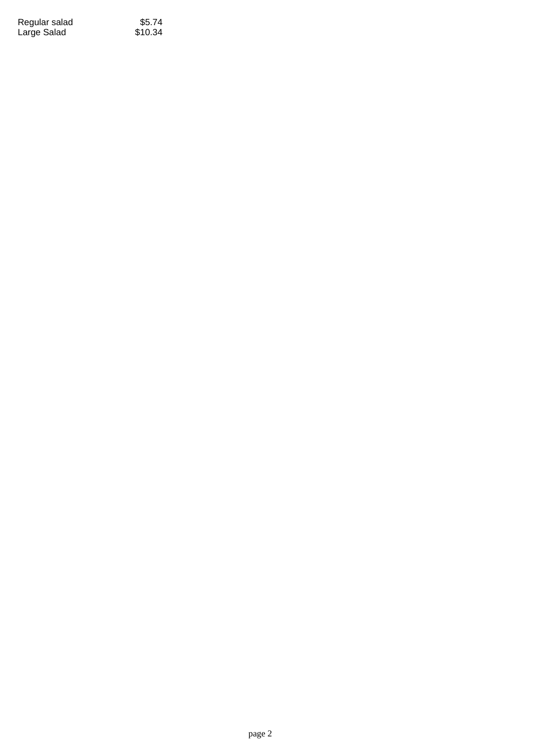| | |
|---|---|
| Regular salad | $5.74 |
| Large Salad | $10.34 |